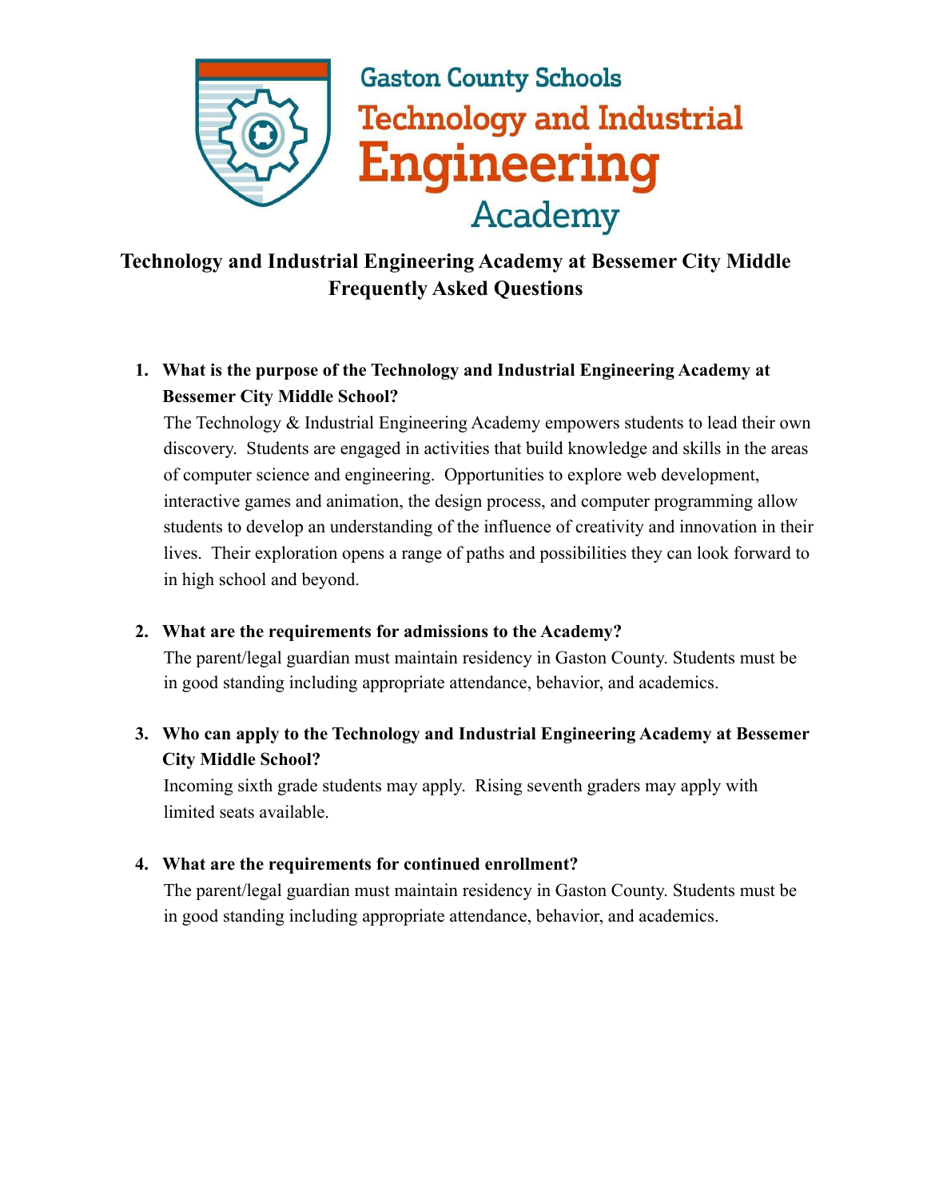Gaston County Schools
Technology and Industrial Engineering Academy

# Technology and Industrial Engineering Academy at Bessemer City Middle Frequently Asked Questions

1. **What is the purpose of the Technology and Industrial Engineering Academy at Bessemer City Middle School?**
   The Technology & Industrial Engineering Academy empowers students to lead their own discovery. Students are engaged in activities that build knowledge and skills in the areas of computer science and engineering. Opportunities to explore web development, interactive games and animation, the design process, and computer programming allow students to develop an understanding of the influence of creativity and innovation in their lives. Their exploration opens a range of paths and possibilities they can look forward to in high school and beyond.

2. **What are the requirements for admissions to the Academy?**
   The parent/legal guardian must maintain residency in Gaston County. Students must be in good standing including appropriate attendance, behavior, and academics.

3. **Who can apply to the Technology and Industrial Engineering Academy at Bessemer City Middle School?**
   Incoming sixth grade students may apply. Rising seventh graders may apply with limited seats available.

4. **What are the requirements for continued enrollment?**
   The parent/legal guardian must maintain residency in Gaston County. Students must be in good standing including appropriate attendance, behavior, and academics.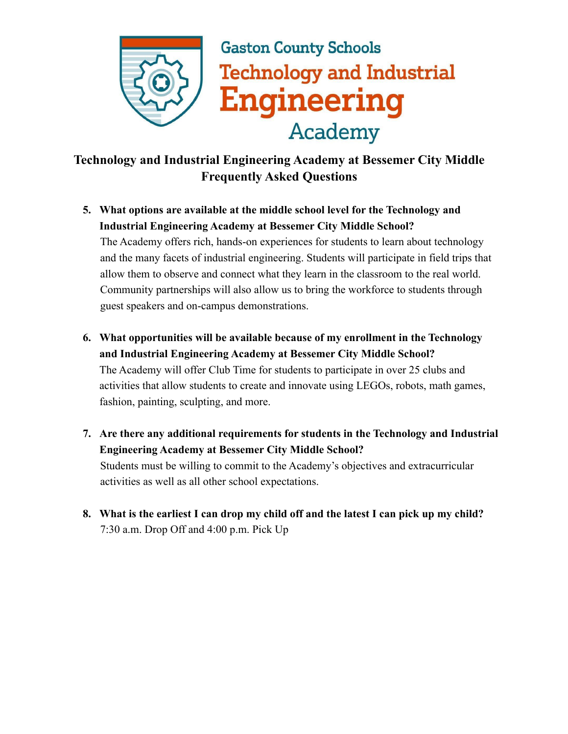Gaston County Schools

Technology and Industrial Engineering Academy

# Technology and Industrial Engineering Academy at Bessemer City Middle Frequently Asked Questions

5. **What options are available at the middle school level for the Technology and Industrial Engineering Academy at Bessemer City Middle School?**
   The Academy offers rich, hands-on experiences for students to learn about technology and the many facets of industrial engineering. Students will participate in field trips that allow them to observe and connect what they learn in the classroom to the real world. Community partnerships will also allow us to bring the workforce to students through guest speakers and on-campus demonstrations.

6. **What opportunities will be available because of my enrollment in the Technology and Industrial Engineering Academy at Bessemer City Middle School?**
   The Academy will offer Club Time for students to participate in over 25 clubs and activities that allow students to create and innovate using LEGOs, robots, math games, fashion, painting, sculpting, and more.

7. **Are there any additional requirements for students in the Technology and Industrial Engineering Academy at Bessemer City Middle School?**
   Students must be willing to commit to the Academy's objectives and extracurricular activities as well as all other school expectations.

8. **What is the earliest I can drop my child off and the latest I can pick up my child?**
   7:30 a.m. Drop Off and 4:00 p.m. Pick Up